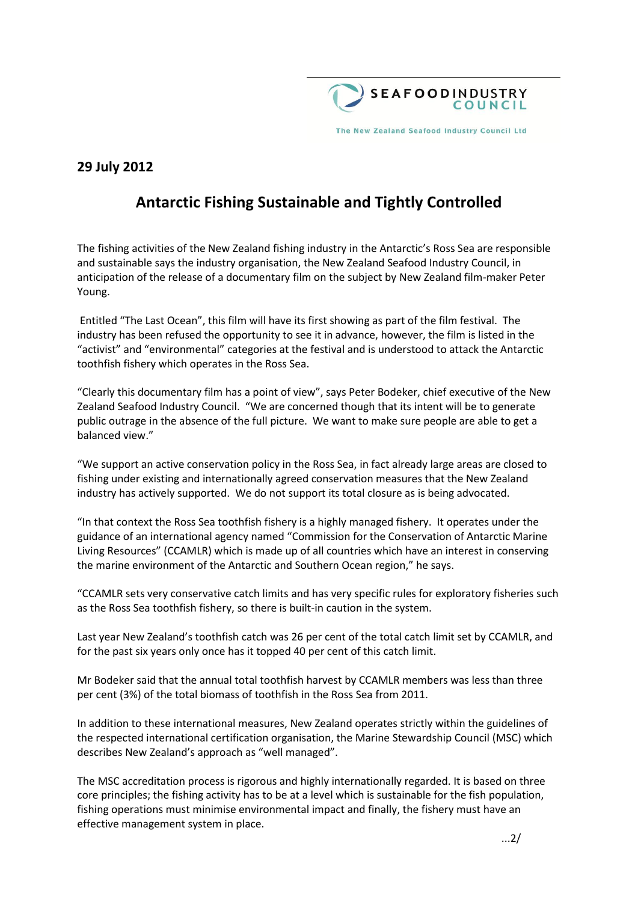SEAFOOD INDUSTRY COUNCIL

The New Zealand Seafood Industry Council Ltd

**29 July 2012**

# Antarctic Fishing Sustainable and Tightly Controlled

The fishing activities of the New Zealand fishing industry in the Antarctic's Ross Sea are responsible and sustainable says the industry organisation, the New Zealand Seafood Industry Council, in anticipation of the release of a documentary film on the subject by New Zealand film-maker Peter Young.

Entitled "The Last Ocean", this film will have its first showing as part of the film festival. The industry has been refused the opportunity to see it in advance, however, the film is listed in the "activist" and "environmental" categories at the festival and is understood to attack the Antarctic toothfish fishery which operates in the Ross Sea.

"Clearly this documentary film has a point of view", says Peter Bodeker, chief executive of the New Zealand Seafood Industry Council. "We are concerned though that its intent will be to generate public outrage in the absence of the full picture. We want to make sure people are able to get a balanced view."

"We support an active conservation policy in the Ross Sea, in fact already large areas are closed to fishing under existing and internationally agreed conservation measures that the New Zealand industry has actively supported. We do not support its total closure as is being advocated.

"In that context the Ross Sea toothfish fishery is a highly managed fishery. It operates under the guidance of an international agency named "Commission for the Conservation of Antarctic Marine Living Resources" (CCAMLR) which is made up of all countries which have an interest in conserving the marine environment of the Antarctic and Southern Ocean region," he says.

"CCAMLR sets very conservative catch limits and has very specific rules for exploratory fisheries such as the Ross Sea toothfish fishery, so there is built-in caution in the system.

Last year New Zealand's toothfish catch was 26 per cent of the total catch limit set by CCAMLR, and for the past six years only once has it topped 40 per cent of this catch limit.

Mr Bodeker said that the annual total toothfish harvest by CCAMLR members was less than three per cent (3%) of the total biomass of toothfish in the Ross Sea from 2011.

In addition to these international measures, New Zealand operates strictly within the guidelines of the respected international certification organisation, the Marine Stewardship Council (MSC) which describes New Zealand's approach as "well managed".

The MSC accreditation process is rigorous and highly internationally regarded. It is based on three core principles; the fishing activity has to be at a level which is sustainable for the fish population, fishing operations must minimise environmental impact and finally, the fishery must have an effective management system in place.

...2/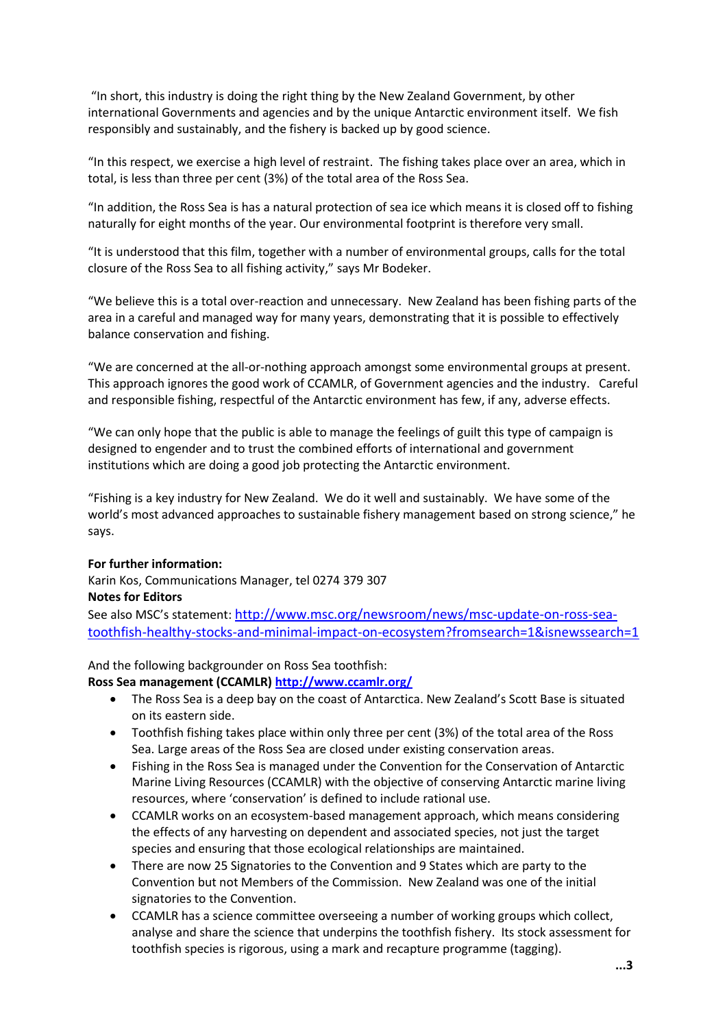"In short, this industry is doing the right thing by the New Zealand Government, by other international Governments and agencies and by the unique Antarctic environment itself. We fish responsibly and sustainably, and the fishery is backed up by good science.

"In this respect, we exercise a high level of restraint. The fishing takes place over an area, which in total, is less than three per cent (3%) of the total area of the Ross Sea.

"In addition, the Ross Sea is has a natural protection of sea ice which means it is closed off to fishing naturally for eight months of the year. Our environmental footprint is therefore very small.

"It is understood that this film, together with a number of environmental groups, calls for the total closure of the Ross Sea to all fishing activity," says Mr Bodeker.

"We believe this is a total over-reaction and unnecessary. New Zealand has been fishing parts of the area in a careful and managed way for many years, demonstrating that it is possible to effectively balance conservation and fishing.

"We are concerned at the all-or-nothing approach amongst some environmental groups at present. This approach ignores the good work of CCAMLR, of Government agencies and the industry. Careful and responsible fishing, respectful of the Antarctic environment has few, if any, adverse effects.

"We can only hope that the public is able to manage the feelings of guilt this type of campaign is designed to engender and to trust the combined efforts of international and government institutions which are doing a good job protecting the Antarctic environment.

"Fishing is a key industry for New Zealand. We do it well and sustainably. We have some of the world's most advanced approaches to sustainable fishery management based on strong science," he says.

**For further information:**
Karin Kos, Communications Manager, tel 0274 379 307
**Notes for Editors**
See also MSC's statement: [http://www.msc.org/newsroom/news/msc-update-on-ross-sea-toothfish-healthy-stocks-and-minimal-impact-on-ecosystem?fromsearch=1&isnewssearch=1](http://www.msc.org/newsroom/news/msc-update-on-ross-sea-toothfish-healthy-stocks-and-minimal-impact-on-ecosystem?fromsearch=1&isnewssearch=1)

And the following backgrounder on Ross Sea toothfish:
**Ross Sea management (CCAMLR) [http://www.ccamlr.org/](http://www.ccamlr.org/)**

- The Ross Sea is a deep bay on the coast of Antarctica. New Zealand's Scott Base is situated on its eastern side.
- Toothfish fishing takes place within only three per cent (3%) of the total area of the Ross Sea. Large areas of the Ross Sea are closed under existing conservation areas.
- Fishing in the Ross Sea is managed under the Convention for the Conservation of Antarctic Marine Living Resources (CCAMLR) with the objective of conserving Antarctic marine living resources, where 'conservation' is defined to include rational use.
- CCAMLR works on an ecosystem-based management approach, which means considering the effects of any harvesting on dependent and associated species, not just the target species and ensuring that those ecological relationships are maintained.
- There are now 25 Signatories to the Convention and 9 States which are party to the Convention but not Members of the Commission. New Zealand was one of the initial signatories to the Convention.
- CCAMLR has a science committee overseeing a number of working groups which collect, analyse and share the science that underpins the toothfish fishery. Its stock assessment for toothfish species is rigorous, using a mark and recapture programme (tagging).

...3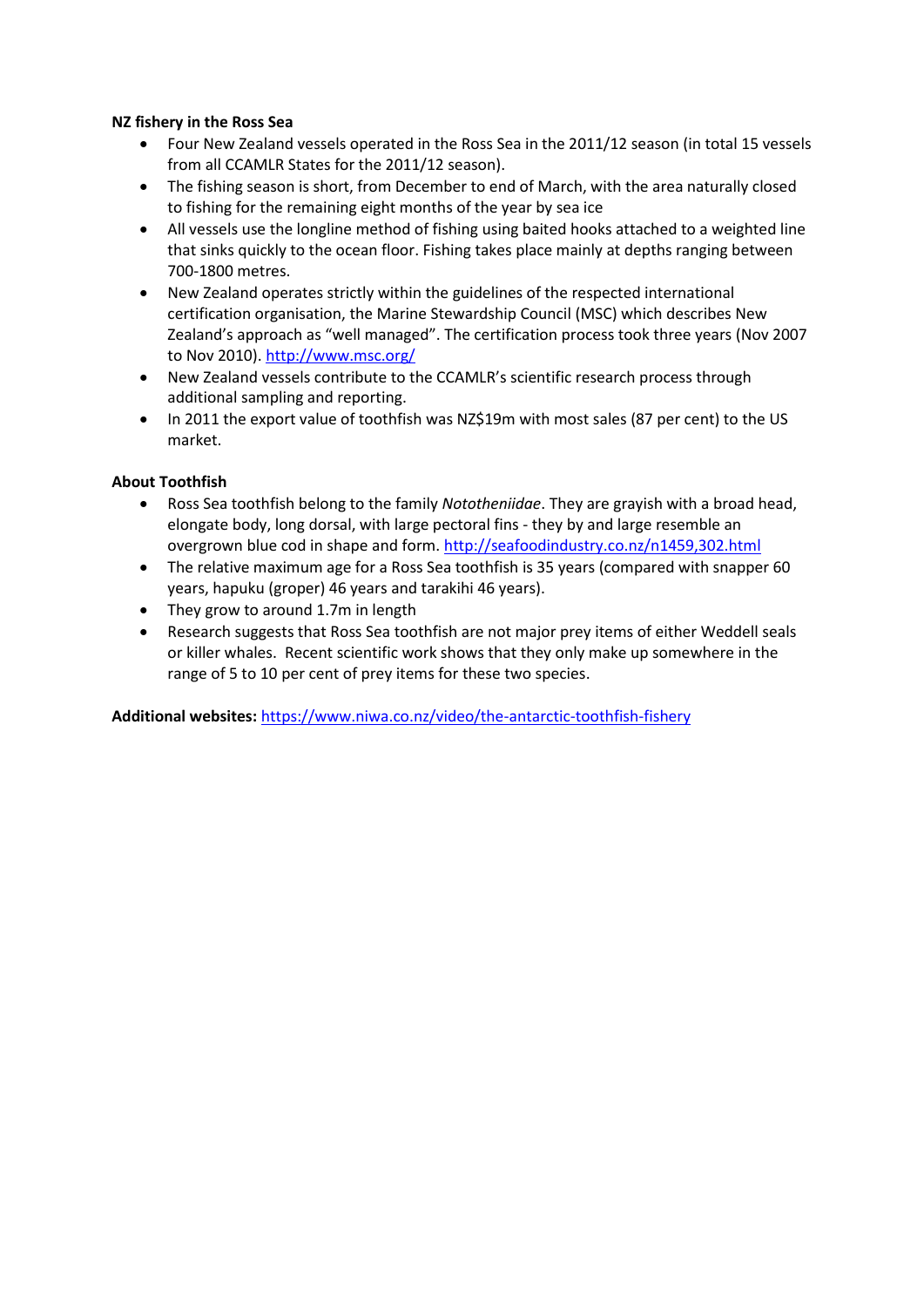**NZ fishery in the Ross Sea**

- Four New Zealand vessels operated in the Ross Sea in the 2011/12 season (in total 15 vessels from all CCAMLR States for the 2011/12 season).
- The fishing season is short, from December to end of March, with the area naturally closed to fishing for the remaining eight months of the year by sea ice
- All vessels use the longline method of fishing using baited hooks attached to a weighted line that sinks quickly to the ocean floor. Fishing takes place mainly at depths ranging between 700-1800 metres.
- New Zealand operates strictly within the guidelines of the respected international certification organisation, the Marine Stewardship Council (MSC) which describes New Zealand's approach as "well managed". The certification process took three years (Nov 2007 to Nov 2010). http://www.msc.org/
- New Zealand vessels contribute to the CCAMLR's scientific research process through additional sampling and reporting.
- In 2011 the export value of toothfish was NZ$19m with most sales (87 per cent) to the US market.

**About Toothfish**

- Ross Sea toothfish belong to the family *Nototheniidae*. They are grayish with a broad head, elongate body, long dorsal, with large pectoral fins - they by and large resemble an overgrown blue cod in shape and form. http://seafoodindustry.co.nz/n1459,302.html
- The relative maximum age for a Ross Sea toothfish is 35 years (compared with snapper 60 years, hapuku (groper) 46 years and tarakihi 46 years).
- They grow to around 1.7m in length
- Research suggests that Ross Sea toothfish are not major prey items of either Weddell seals or killer whales. Recent scientific work shows that they only make up somewhere in the range of 5 to 10 per cent of prey items for these two species.

**Additional websites:** https://www.niwa.co.nz/video/the-antarctic-toothfish-fishery